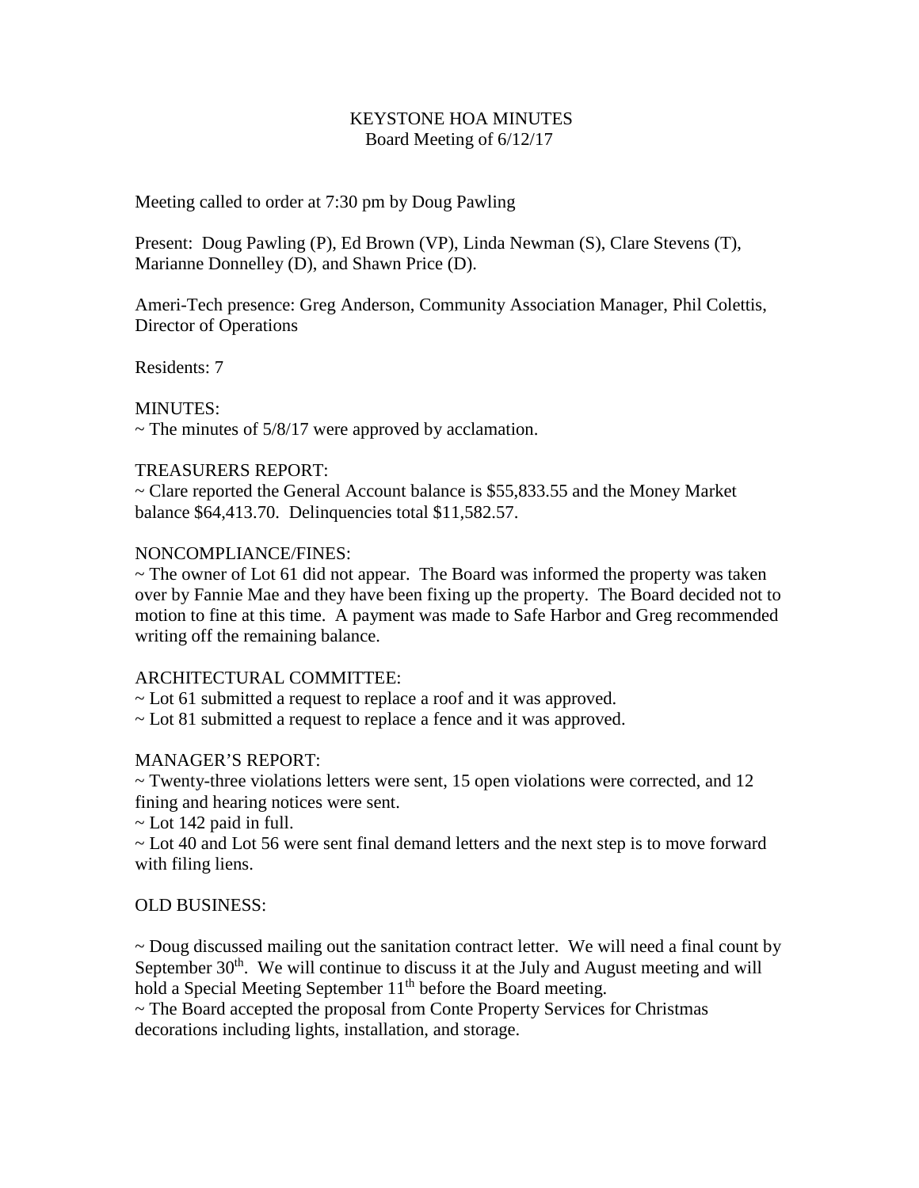# KEYSTONE HOA MINUTES

Board Meeting of 6/12/17

Meeting called to order at 7:30 pm by Doug Pawling

Present: Doug Pawling (P), Ed Brown (VP), Linda Newman (S), Clare Stevens (T), Marianne Donnelley (D), and Shawn Price (D).

Ameri-Tech presence: Greg Anderson, Community Association Manager, Phil Colettis, Director of Operations

Residents: 7

MINUTES:

~ The minutes of 5/8/17 were approved by acclamation.

TREASURERS REPORT:

~ Clare reported the General Account balance is $55,833.55 and the Money Market balance $64,413.70. Delinquencies total $11,582.57.

NONCOMPLIANCE/FINES:

~ The owner of Lot 61 did not appear. The Board was informed the property was taken over by Fannie Mae and they have been fixing up the property. The Board decided not to motion to fine at this time. A payment was made to Safe Harbor and Greg recommended writing off the remaining balance.

ARCHITECTURAL COMMITTEE:

~ Lot 61 submitted a request to replace a roof and it was approved.

~ Lot 81 submitted a request to replace a fence and it was approved.

MANAGER'S REPORT:

~ Twenty-three violations letters were sent, 15 open violations were corrected, and 12 fining and hearing notices were sent.

~ Lot 142 paid in full.

~ Lot 40 and Lot 56 were sent final demand letters and the next step is to move forward with filing liens.

OLD BUSINESS:

~ Doug discussed mailing out the sanitation contract letter. We will need a final count by September 30th. We will continue to discuss it at the July and August meeting and will hold a Special Meeting September 11th before the Board meeting.

~ The Board accepted the proposal from Conte Property Services for Christmas decorations including lights, installation, and storage.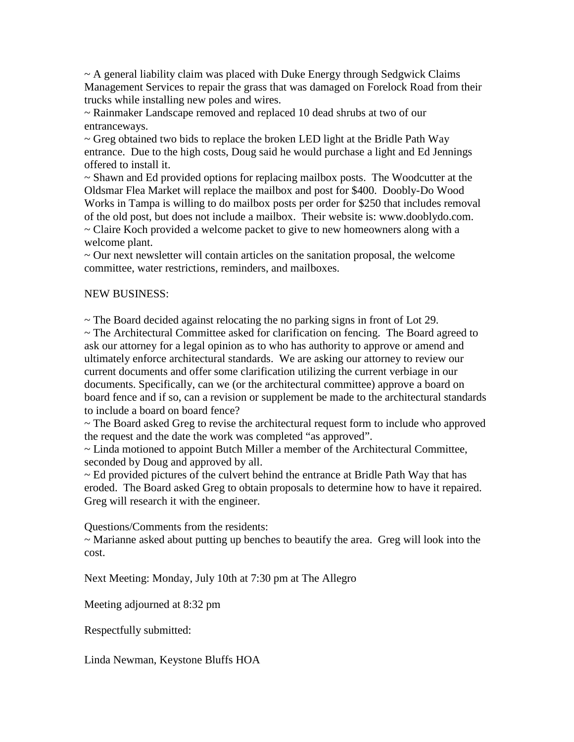~ A general liability claim was placed with Duke Energy through Sedgwick Claims Management Services to repair the grass that was damaged on Forelock Road from their trucks while installing new poles and wires.
~ Rainmaker Landscape removed and replaced 10 dead shrubs at two of our entranceways.
~ Greg obtained two bids to replace the broken LED light at the Bridle Path Way entrance. Due to the high costs, Doug said he would purchase a light and Ed Jennings offered to install it.
~ Shawn and Ed provided options for replacing mailbox posts. The Woodcutter at the Oldsmar Flea Market will replace the mailbox and post for $400. Doobly-Do Wood Works in Tampa is willing to do mailbox posts per order for $250 that includes removal of the old post, but does not include a mailbox. Their website is: www.dooblydo.com.
~ Claire Koch provided a welcome packet to give to new homeowners along with a welcome plant.
~ Our next newsletter will contain articles on the sanitation proposal, the welcome committee, water restrictions, reminders, and mailboxes.

NEW BUSINESS:

~ The Board decided against relocating the no parking signs in front of Lot 29.
~ The Architectural Committee asked for clarification on fencing. The Board agreed to ask our attorney for a legal opinion as to who has authority to approve or amend and ultimately enforce architectural standards. We are asking our attorney to review our current documents and offer some clarification utilizing the current verbiage in our documents. Specifically, can we (or the architectural committee) approve a board on board fence and if so, can a revision or supplement be made to the architectural standards to include a board on board fence?
~ The Board asked Greg to revise the architectural request form to include who approved the request and the date the work was completed "as approved".
~ Linda motioned to appoint Butch Miller a member of the Architectural Committee, seconded by Doug and approved by all.
~ Ed provided pictures of the culvert behind the entrance at Bridle Path Way that has eroded. The Board asked Greg to obtain proposals to determine how to have it repaired. Greg will research it with the engineer.

Questions/Comments from the residents:
~ Marianne asked about putting up benches to beautify the area. Greg will look into the cost.

Next Meeting: Monday, July 10th at 7:30 pm at The Allegro

Meeting adjourned at 8:32 pm

Respectfully submitted:

Linda Newman, Keystone Bluffs HOA